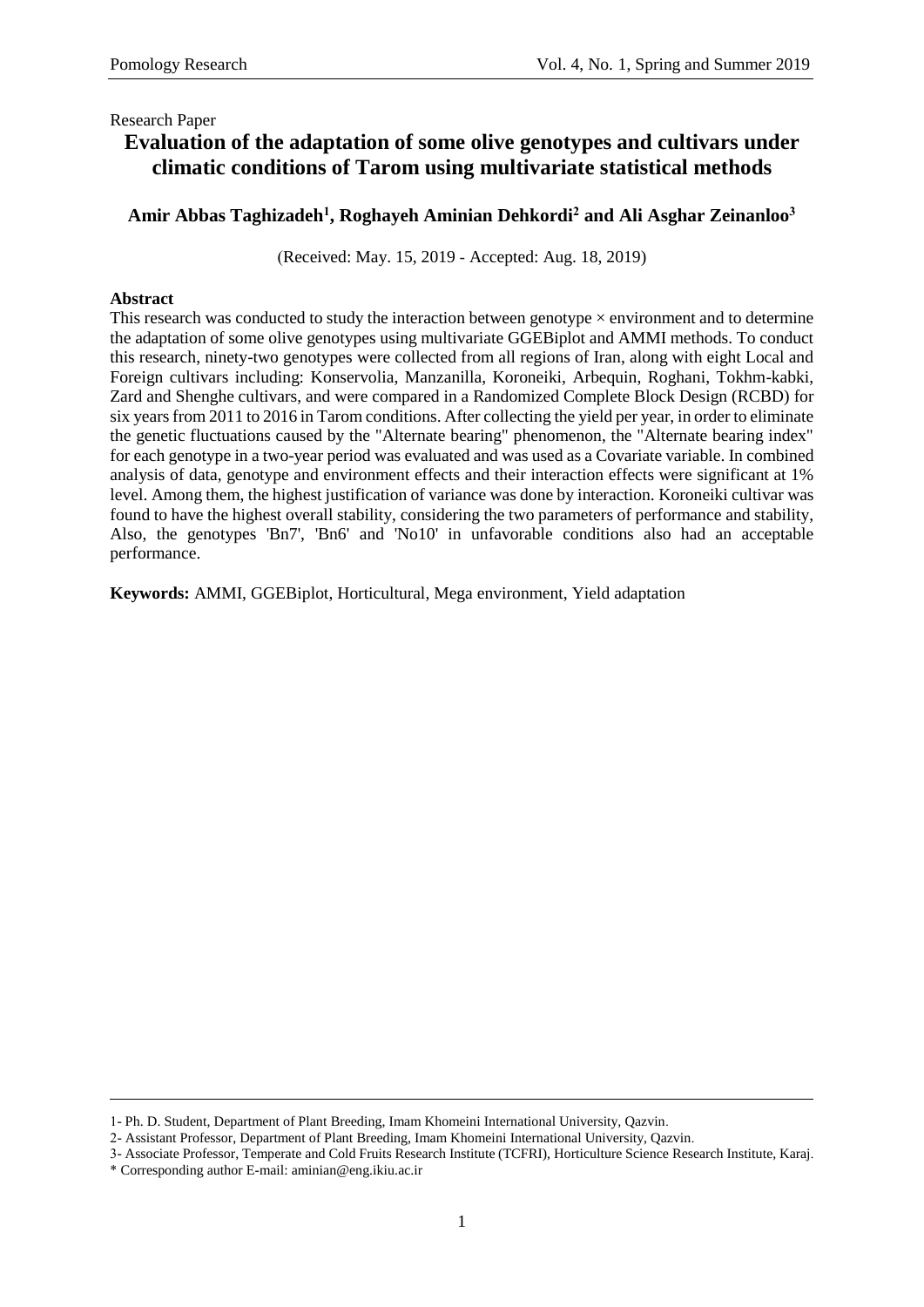Research Paper

# Evaluation of the adaptation of some olive genotypes and cultivars under climatic conditions of Tarom using multivariate statistical methods

**Amir Abbas Taghizadeh[1], Roghayeh Aminian Dehkordi[2] and Ali Asghar Zeinanloo[3]**

(Received: May. 15, 2019 - Accepted: Aug. 18, 2019)

**Abstract**

This research was conducted to study the interaction between genotype × environment and to determine the adaptation of some olive genotypes using multivariate GGEBiplot and AMMI methods. To conduct this research, ninety-two genotypes were collected from all regions of Iran, along with eight Local and Foreign cultivars including: Konservolia, Manzanilla, Koroneiki, Arbequin, Roghani, Tokhm-kabki, Zard and Shenghe cultivars, and were compared in a Randomized Complete Block Design (RCBD) for six years from 2011 to 2016 in Tarom conditions. After collecting the yield per year, in order to eliminate the genetic fluctuations caused by the "Alternate bearing" phenomenon, the "Alternate bearing index" for each genotype in a two-year period was evaluated and was used as a Covariate variable. In combined analysis of data, genotype and environment effects and their interaction effects were significant at 1% level. Among them, the highest justification of variance was done by interaction. Koroneiki cultivar was found to have the highest overall stability, considering the two parameters of performance and stability, Also, the genotypes 'Bn7', 'Bn6' and 'No10' in unfavorable conditions also had an acceptable performance.

**Keywords:** AMMI, GGEBiplot, Horticultural, Mega environment, Yield adaptation

---

1- Ph. D. Student, Department of Plant Breeding, Imam Khomeini International University, Qazvin.

2- Assistant Professor, Department of Plant Breeding, Imam Khomeini International University, Qazvin.

3- Associate Professor, Temperate and Cold Fruits Research Institute (TCFRI), Horticulture Science Research Institute, Karaj.

* Corresponding author E-mail: aminian@eng.ikiu.ac.ir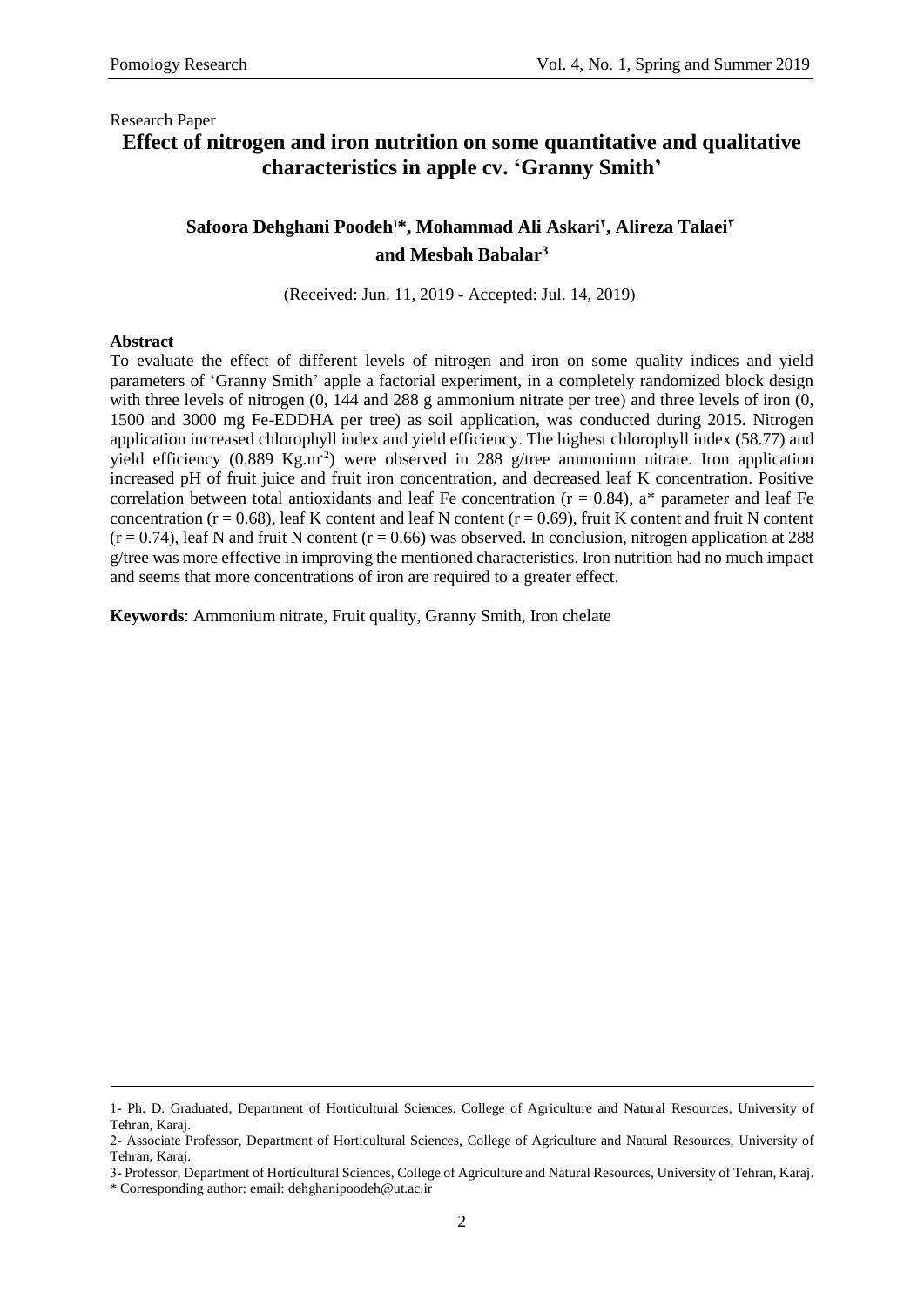Research Paper

# Effect of nitrogen and iron nutrition on some quantitative and qualitative characteristics in apple cv. 'Granny Smith'

**Safoora Dehghani Poodeh[1]*, Mohammad Ali Askari[2], Alireza Talaei[3] and Mesbah Babalar[3]**

(Received: Jun. 11, 2019 - Accepted: Jul. 14, 2019)

**Abstract**

To evaluate the effect of different levels of nitrogen and iron on some quality indices and yield parameters of 'Granny Smith' apple a factorial experiment, in a completely randomized block design with three levels of nitrogen (0, 144 and 288 g ammonium nitrate per tree) and three levels of iron (0, 1500 and 3000 mg Fe-EDDHA per tree) as soil application, was conducted during 2015. Nitrogen application increased chlorophyll index and yield efficiency. The highest chlorophyll index (58.77) and yield efficiency (0.889 $Kg.m^{-2}$) were observed in 288 g/tree ammonium nitrate. Iron application increased pH of fruit juice and fruit iron concentration, and decreased leaf K concentration. Positive correlation between total antioxidants and leaf Fe concentration ($r = 0.84$), a* parameter and leaf Fe concentration ($r = 0.68$), leaf K content and leaf N content ($r = 0.69$), fruit K content and fruit N content ($r = 0.74$), leaf N and fruit N content ($r = 0.66$) was observed. In conclusion, nitrogen application at 288 g/tree was more effective in improving the mentioned characteristics. Iron nutrition had no much impact and seems that more concentrations of iron are required to a greater effect.

**Keywords**: Ammonium nitrate, Fruit quality, Granny Smith, Iron chelate

---

1- Ph. D. Graduated, Department of Horticultural Sciences, College of Agriculture and Natural Resources, University of Tehran, Karaj.

2- Associate Professor, Department of Horticultural Sciences, College of Agriculture and Natural Resources, University of Tehran, Karaj.

3- Professor, Department of Horticultural Sciences, College of Agriculture and Natural Resources, University of Tehran, Karaj.

* Corresponding author: email: dehghanipoodeh@ut.ac.ir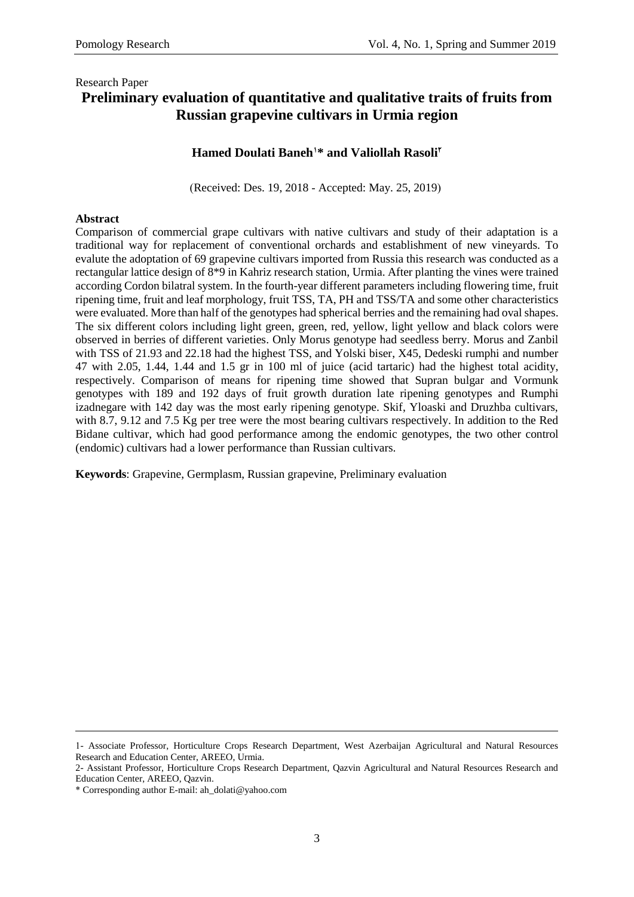Research Paper

# Preliminary evaluation of quantitative and qualitative traits of fruits from Russian grapevine cultivars in Urmia region

**Hamed Doulati Baneh[1]* and Valiollah Rasoli[2]**

(Received: Des. 19, 2018 - Accepted: May. 25, 2019)

**Abstract**

Comparison of commercial grape cultivars with native cultivars and study of their adaptation is a traditional way for replacement of conventional orchards and establishment of new vineyards. To evalute the adoptation of 69 grapevine cultivars imported from Russia this research was conducted as a rectangular lattice design of 8*9 in Kahriz research station, Urmia. After planting the vines were trained according Cordon bilatral system. In the fourth-year different parameters including flowering time, fruit ripening time, fruit and leaf morphology, fruit TSS, TA, PH and TSS/TA and some other characteristics were evaluated. More than half of the genotypes had spherical berries and the remaining had oval shapes. The six different colors including light green, green, red, yellow, light yellow and black colors were observed in berries of different varieties. Only Morus genotype had seedless berry. Morus and Zanbil with TSS of 21.93 and 22.18 had the highest TSS, and Yolski biser, X45, Dedeski rumphi and number 47 with 2.05, 1.44, 1.44 and 1.5 gr in 100 ml of juice (acid tartaric) had the highest total acidity, respectively. Comparison of means for ripening time showed that Supran bulgar and Vormunk genotypes with 189 and 192 days of fruit growth duration late ripening genotypes and Rumphi izadnegare with 142 day was the most early ripening genotype. Skif, Yloaski and Druzhba cultivars, with 8.7, 9.12 and 7.5 Kg per tree were the most bearing cultivars respectively. In addition to the Red Bidane cultivar, which had good performance among the endomic genotypes, the two other control (endomic) cultivars had a lower performance than Russian cultivars.

**Keywords**: Grapevine, Germplasm, Russian grapevine, Preliminary evaluation

---

1- Associate Professor, Horticulture Crops Research Department, West Azerbaijan Agricultural and Natural Resources Research and Education Center, AREEO, Urmia.

2- Assistant Professor, Horticulture Crops Research Department, Qazvin Agricultural and Natural Resources Research and Education Center, AREEO, Qazvin.

* Corresponding author E-mail: ah_dolati@yahoo.com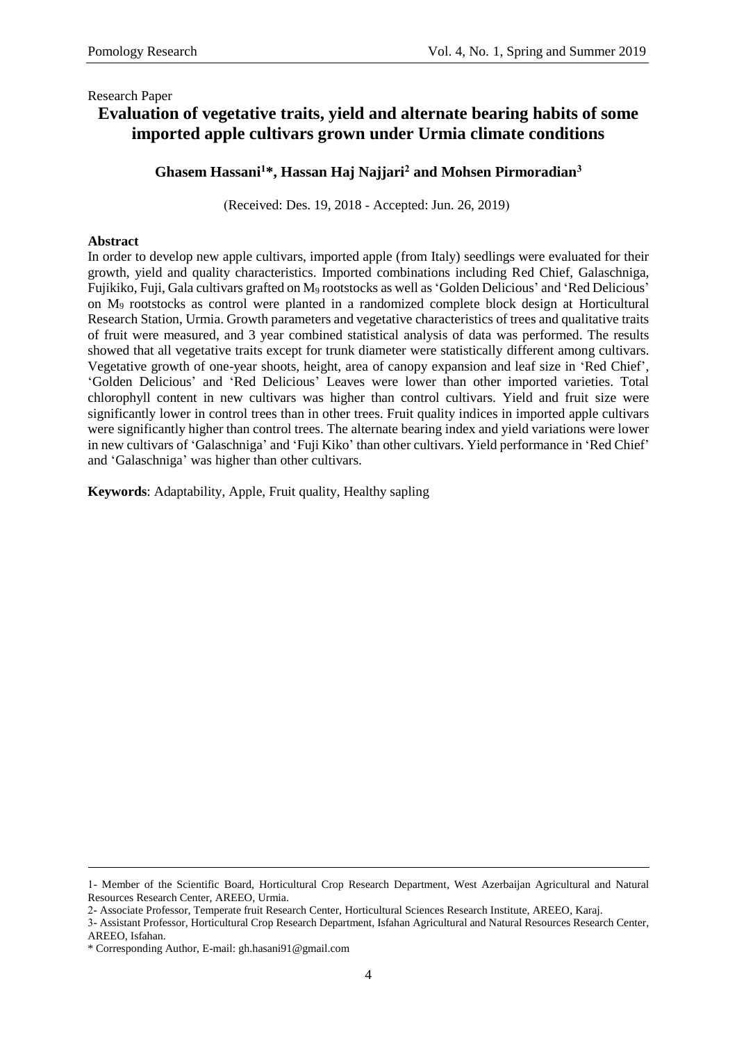Research Paper

# Evaluation of vegetative traits, yield and alternate bearing habits of some imported apple cultivars grown under Urmia climate conditions

**Ghasem Hassani[1]*, Hassan Haj Najjari[2] and Mohsen Pirmoradian[3]**

(Received: Des. 19, 2018 - Accepted: Jun. 26, 2019)

**Abstract**

In order to develop new apple cultivars, imported apple (from Italy) seedlings were evaluated for their growth, yield and quality characteristics. Imported combinations including Red Chief, Galaschniga, Fujikiko, Fuji, Gala cultivars grafted on $M_9$ rootstocks as well as 'Golden Delicious' and 'Red Delicious' on $M_9$ rootstocks as control were planted in a randomized complete block design at Horticultural Research Station, Urmia. Growth parameters and vegetative characteristics of trees and qualitative traits of fruit were measured, and 3 year combined statistical analysis of data was performed. The results showed that all vegetative traits except for trunk diameter were statistically different among cultivars. Vegetative growth of one-year shoots, height, area of canopy expansion and leaf size in 'Red Chief', 'Golden Delicious' and 'Red Delicious' Leaves were lower than other imported varieties. Total chlorophyll content in new cultivars was higher than control cultivars. Yield and fruit size were significantly lower in control trees than in other trees. Fruit quality indices in imported apple cultivars were significantly higher than control trees. The alternate bearing index and yield variations were lower in new cultivars of 'Galaschniga' and 'Fuji Kiko' than other cultivars. Yield performance in 'Red Chief' and 'Galaschniga' was higher than other cultivars.

**Keywords**: Adaptability, Apple, Fruit quality, Healthy sapling

---

1- Member of the Scientific Board, Horticultural Crop Research Department, West Azerbaijan Agricultural and Natural Resources Research Center, AREEO, Urmia.

2- Associate Professor, Temperate fruit Research Center, Horticultural Sciences Research Institute, AREEO, Karaj.

3- Assistant Professor, Horticultural Crop Research Department, Isfahan Agricultural and Natural Resources Research Center, AREEO, Isfahan.

* Corresponding Author, E-mail: gh.hasani91@gmail.com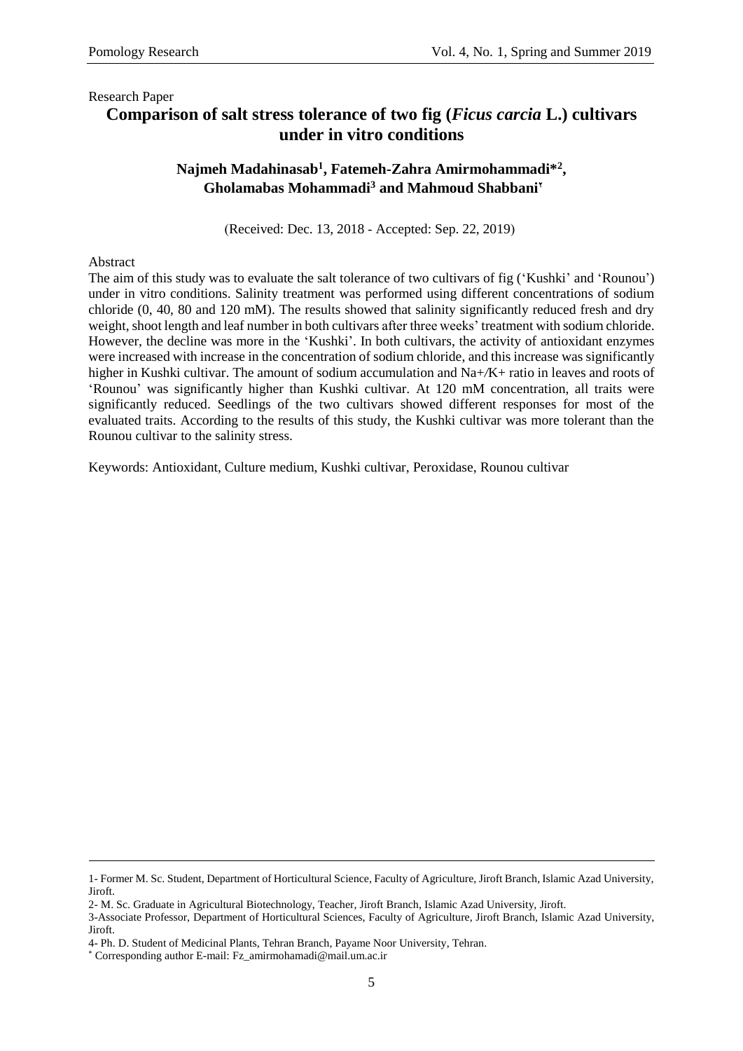Research Paper

# Comparison of salt stress tolerance of two fig (*Ficus carcia* L.) cultivars under in vitro conditions

**Najmeh Madahinasab[1], Fatemeh-Zahra Amirmohammadi*[2], Gholamabas Mohammadi[3] and Mahmoud Shabbani[4]**

(Received: Dec. 13, 2018 - Accepted: Sep. 22, 2019)

Abstract

The aim of this study was to evaluate the salt tolerance of two cultivars of fig ('Kushki' and 'Rounou') under in vitro conditions. Salinity treatment was performed using different concentrations of sodium chloride (0, 40, 80 and 120 mM). The results showed that salinity significantly reduced fresh and dry weight, shoot length and leaf number in both cultivars after three weeks' treatment with sodium chloride. However, the decline was more in the 'Kushki'. In both cultivars, the activity of antioxidant enzymes were increased with increase in the concentration of sodium chloride, and this increase was significantly higher in Kushki cultivar. The amount of sodium accumulation and $Na^+/K^+$ ratio in leaves and roots of 'Rounou' was significantly higher than Kushki cultivar. At 120 mM concentration, all traits were significantly reduced. Seedlings of the two cultivars showed different responses for most of the evaluated traits. According to the results of this study, the Kushki cultivar was more tolerant than the Rounou cultivar to the salinity stress.

Keywords: Antioxidant, Culture medium, Kushki cultivar, Peroxidase, Rounou cultivar

---

1- Former M. Sc. Student, Department of Horticultural Science, Faculty of Agriculture, Jiroft Branch, Islamic Azad University, Jiroft.

2- M. Sc. Graduate in Agricultural Biotechnology, Teacher, Jiroft Branch, Islamic Azad University, Jiroft.

3-Associate Professor, Department of Horticultural Sciences, Faculty of Agriculture, Jiroft Branch, Islamic Azad University, Jiroft.

4- Ph. D. Student of Medicinal Plants, Tehran Branch, Payame Noor University, Tehran.

* Corresponding author E-mail: Fz_amirmohamadi@mail.um.ac.ir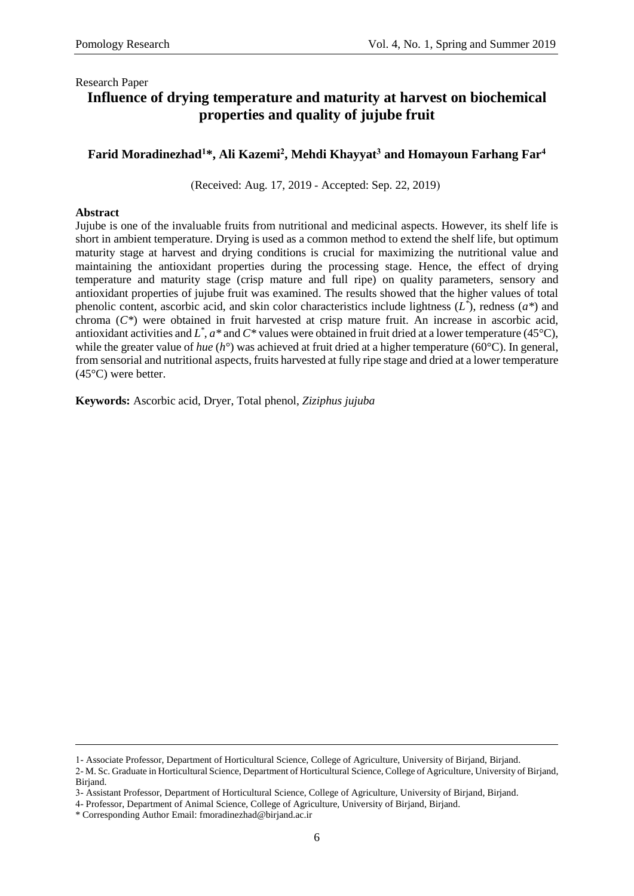Research Paper

# Influence of drying temperature and maturity at harvest on biochemical properties and quality of jujube fruit

**Farid Moradinezhad[1]*, Ali Kazemi[2], Mehdi Khayyat[3] and Homayoun Farhang Far[4]**

(Received: Aug. 17, 2019 - Accepted: Sep. 22, 2019)

**Abstract**

Jujube is one of the invaluable fruits from nutritional and medicinal aspects. However, its shelf life is short in ambient temperature. Drying is used as a common method to extend the shelf life, but optimum maturity stage at harvest and drying conditions is crucial for maximizing the nutritional value and maintaining the antioxidant properties during the processing stage. Hence, the effect of drying temperature and maturity stage (crisp mature and full ripe) on quality parameters, sensory and antioxidant properties of jujube fruit was examined. The results showed that the higher values of total phenolic content, ascorbic acid, and skin color characteristics include lightness ($L^*$), redness ($a^*$) and chroma ($C^*$) were obtained in fruit harvested at crisp mature fruit. An increase in ascorbic acid, antioxidant activities and $L^*$, $a^*$ and $C^*$ values were obtained in fruit dried at a lower temperature (45°C), while the greater value of *hue* ($h°$) was achieved at fruit dried at a higher temperature (60°C). In general, from sensorial and nutritional aspects, fruits harvested at fully ripe stage and dried at a lower temperature (45°C) were better.

**Keywords:** Ascorbic acid, Dryer, Total phenol, *Ziziphus jujuba*

---

1- Associate Professor, Department of Horticultural Science, College of Agriculture, University of Birjand, Birjand.

2- M. Sc. Graduate in Horticultural Science, Department of Horticultural Science, College of Agriculture, University of Birjand, Birjand.

3- Assistant Professor, Department of Horticultural Science, College of Agriculture, University of Birjand, Birjand.

4- Professor, Department of Animal Science, College of Agriculture, University of Birjand, Birjand.

\* Corresponding Author Email: fmoradinezhad@birjand.ac.ir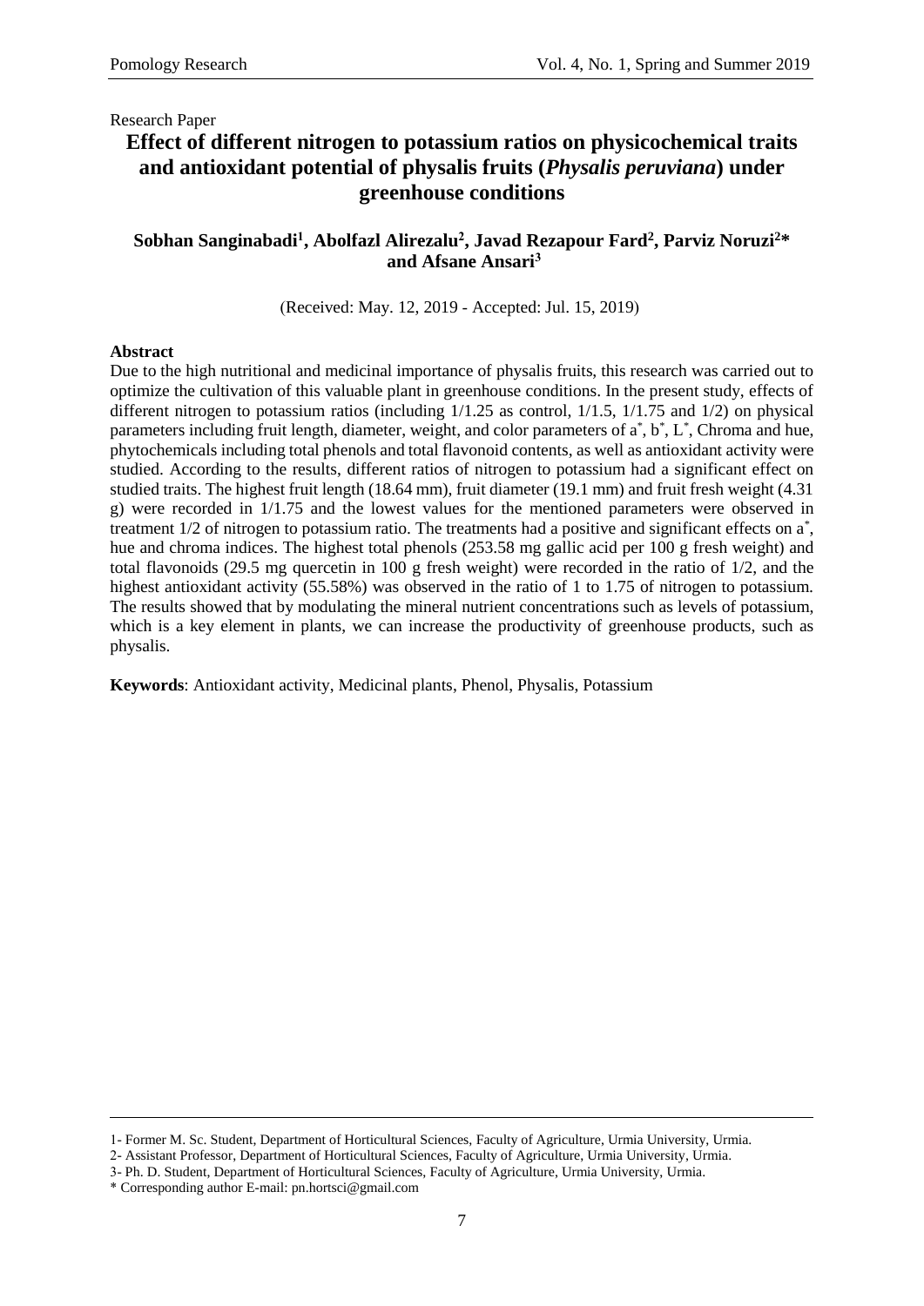Research Paper

# Effect of different nitrogen to potassium ratios on physicochemical traits and antioxidant potential of physalis fruits (*Physalis peruviana*) under greenhouse conditions

**Sobhan Sanginabadi[1], Abolfazl Alirezalu[2], Javad Rezapour Fard[2], Parviz Noruzi[2]\* and Afsane Ansari[3]**

(Received: May. 12, 2019 - Accepted: Jul. 15, 2019)

**Abstract**

Due to the high nutritional and medicinal importance of physalis fruits, this research was carried out to optimize the cultivation of this valuable plant in greenhouse conditions. In the present study, effects of different nitrogen to potassium ratios (including 1/1.25 as control, 1/1.5, 1/1.75 and 1/2) on physical parameters including fruit length, diameter, weight, and color parameters of $a^*$, $b^*$, $L^*$, Chroma and hue, phytochemicals including total phenols and total flavonoid contents, as well as antioxidant activity were studied. According to the results, different ratios of nitrogen to potassium had a significant effect on studied traits. The highest fruit length (18.64 mm), fruit diameter (19.1 mm) and fruit fresh weight (4.31 g) were recorded in 1/1.75 and the lowest values for the mentioned parameters were observed in treatment 1/2 of nitrogen to potassium ratio. The treatments had a positive and significant effects on $a^*$, hue and chroma indices. The highest total phenols (253.58 mg gallic acid per 100 g fresh weight) and total flavonoids (29.5 mg quercetin in 100 g fresh weight) were recorded in the ratio of 1/2, and the highest antioxidant activity (55.58%) was observed in the ratio of 1 to 1.75 of nitrogen to potassium. The results showed that by modulating the mineral nutrient concentrations such as levels of potassium, which is a key element in plants, we can increase the productivity of greenhouse products, such as physalis.

**Keywords**: Antioxidant activity, Medicinal plants, Phenol, Physalis, Potassium

---

1- Former M. Sc. Student, Department of Horticultural Sciences, Faculty of Agriculture, Urmia University, Urmia.

2- Assistant Professor, Department of Horticultural Sciences, Faculty of Agriculture, Urmia University, Urmia.

3- Ph. D. Student, Department of Horticultural Sciences, Faculty of Agriculture, Urmia University, Urmia.

\* Corresponding author E-mail: pn.hortsci@gmail.com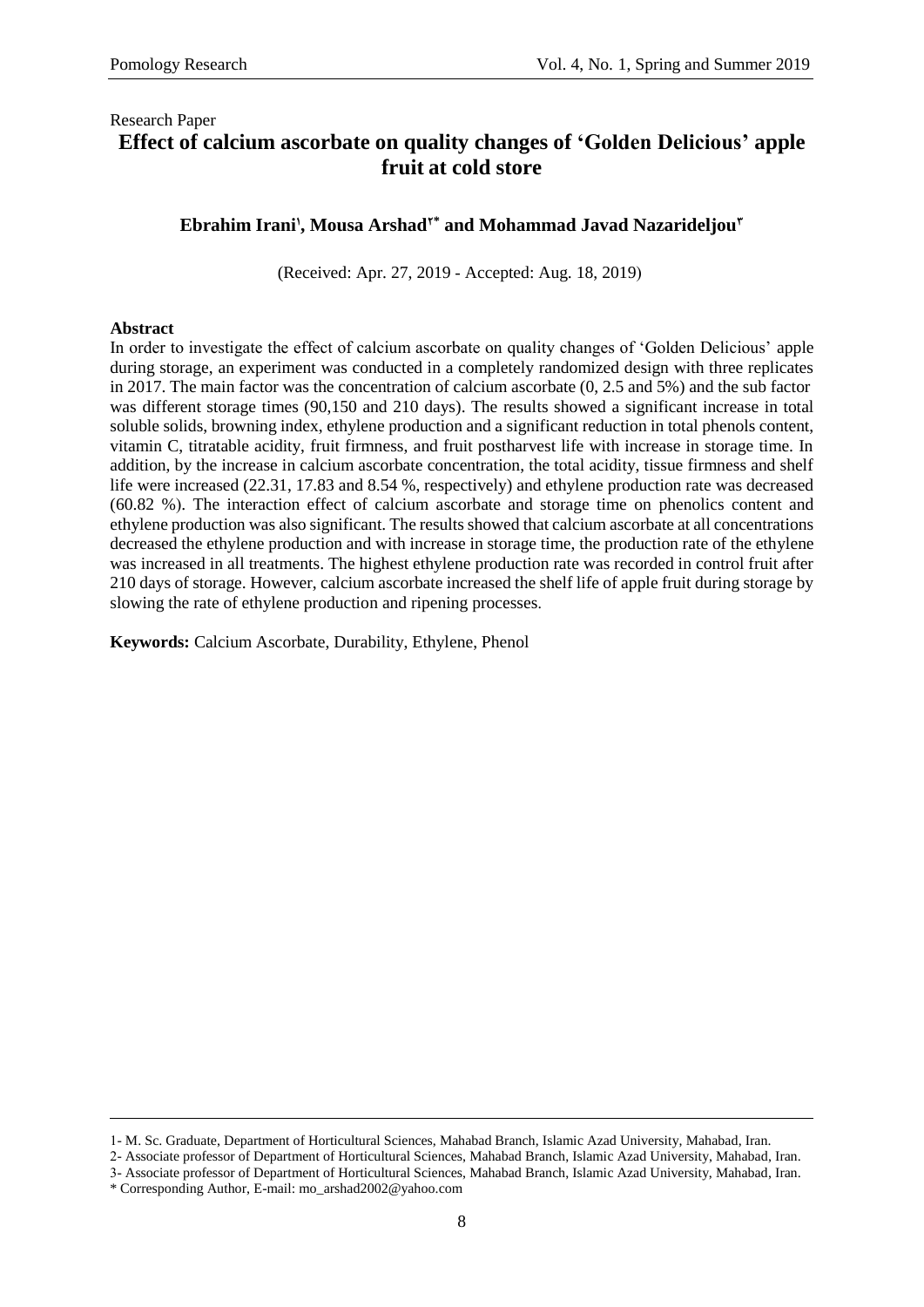Research Paper

# Effect of calcium ascorbate on quality changes of 'Golden Delicious' apple fruit at cold store

**Ebrahim Irani[1], Mousa Arshad[2*] and Mohammad Javad Nazarideljou[3]**

(Received: Apr. 27, 2019 - Accepted: Aug. 18, 2019)

**Abstract**

In order to investigate the effect of calcium ascorbate on quality changes of 'Golden Delicious' apple during storage, an experiment was conducted in a completely randomized design with three replicates in 2017. The main factor was the concentration of calcium ascorbate (0, 2.5 and 5%) and the sub factor was different storage times (90,150 and 210 days). The results showed a significant increase in total soluble solids, browning index, ethylene production and a significant reduction in total phenols content, vitamin C, titratable acidity, fruit firmness, and fruit postharvest life with increase in storage time. In addition, by the increase in calcium ascorbate concentration, the total acidity, tissue firmness and shelf life were increased (22.31, 17.83 and 8.54 %, respectively) and ethylene production rate was decreased (60.82 %). The interaction effect of calcium ascorbate and storage time on phenolics content and ethylene production was also significant. The results showed that calcium ascorbate at all concentrations decreased the ethylene production and with increase in storage time, the production rate of the ethylene was increased in all treatments. The highest ethylene production rate was recorded in control fruit after 210 days of storage. However, calcium ascorbate increased the shelf life of apple fruit during storage by slowing the rate of ethylene production and ripening processes.

**Keywords:** Calcium Ascorbate, Durability, Ethylene, Phenol

---

1- M. Sc. Graduate, Department of Horticultural Sciences, Mahabad Branch, Islamic Azad University, Mahabad, Iran.

2- Associate professor of Department of Horticultural Sciences, Mahabad Branch, Islamic Azad University, Mahabad, Iran.

3- Associate professor of Department of Horticultural Sciences, Mahabad Branch, Islamic Azad University, Mahabad, Iran.

\* Corresponding Author, E-mail: mo_arshad2002@yahoo.com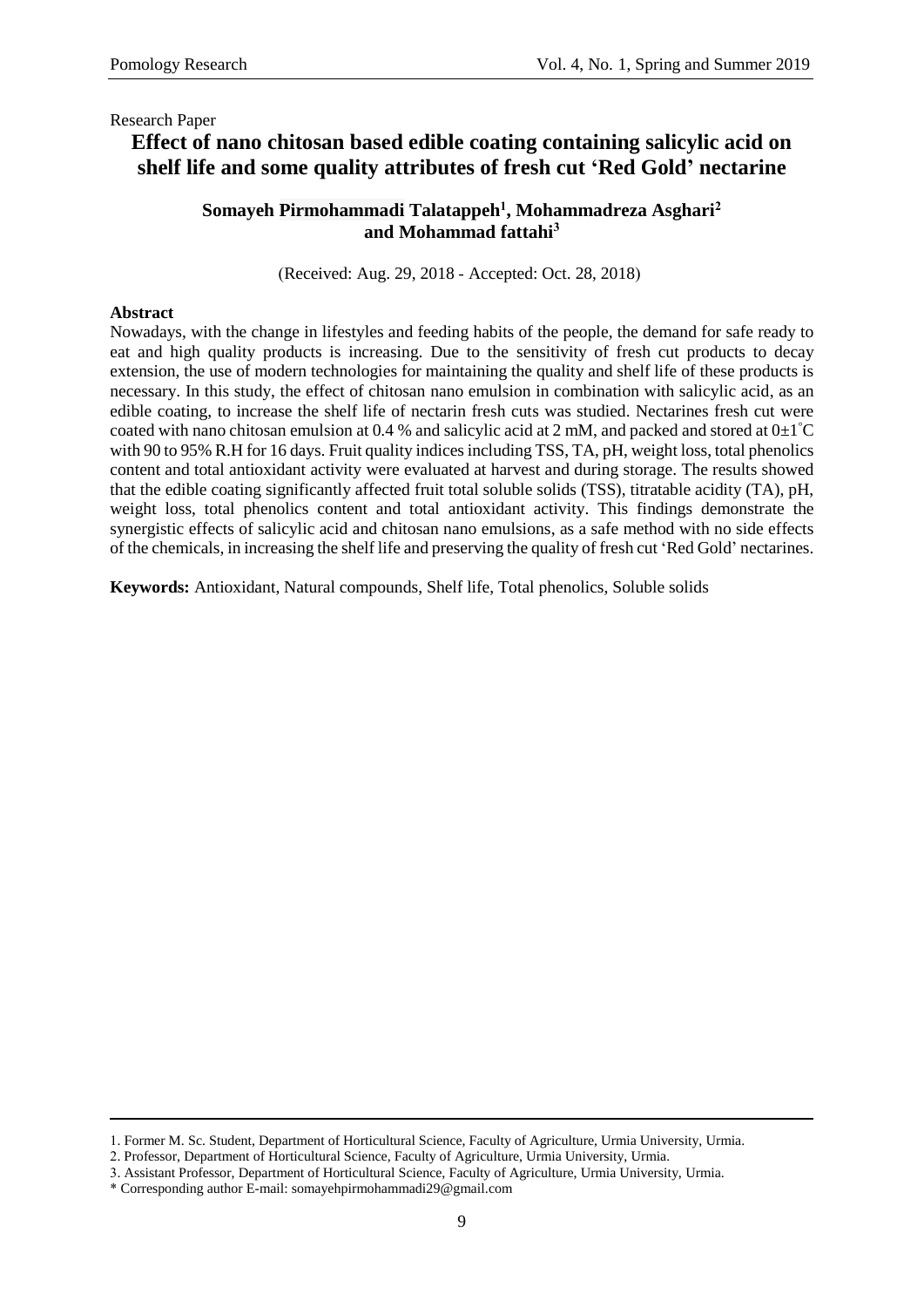Research Paper

# Effect of nano chitosan based edible coating containing salicylic acid on shelf life and some quality attributes of fresh cut 'Red Gold' nectarine

**Somayeh Pirmohammadi Talatappeh[1], Mohammadreza Asghari[2] and Mohammad fattahi[3]**

(Received: Aug. 29, 2018 - Accepted: Oct. 28, 2018)

**Abstract**

Nowadays, with the change in lifestyles and feeding habits of the people, the demand for safe ready to eat and high quality products is increasing. Due to the sensitivity of fresh cut products to decay extension, the use of modern technologies for maintaining the quality and shelf life of these products is necessary. In this study, the effect of chitosan nano emulsion in combination with salicylic acid, as an edible coating, to increase the shelf life of nectarin fresh cuts was studied. Nectarines fresh cut were coated with nano chitosan emulsion at 0.4 % and salicylic acid at 2 mM, and packed and stored at 0±1°C with 90 to 95% R.H for 16 days. Fruit quality indices including TSS, TA, pH, weight loss, total phenolics content and total antioxidant activity were evaluated at harvest and during storage. The results showed that the edible coating significantly affected fruit total soluble solids (TSS), titratable acidity (TA), pH, weight loss, total phenolics content and total antioxidant activity. This findings demonstrate the synergistic effects of salicylic acid and chitosan nano emulsions, as a safe method with no side effects of the chemicals, in increasing the shelf life and preserving the quality of fresh cut 'Red Gold' nectarines.

**Keywords:** Antioxidant, Natural compounds, Shelf life, Total phenolics, Soluble solids

---

1. Former M. Sc. Student, Department of Horticultural Science, Faculty of Agriculture, Urmia University, Urmia.
2. Professor, Department of Horticultural Science, Faculty of Agriculture, Urmia University, Urmia.
3. Assistant Professor, Department of Horticultural Science, Faculty of Agriculture, Urmia University, Urmia.

\* Corresponding author E-mail: somayehpirmohammadi29@gmail.com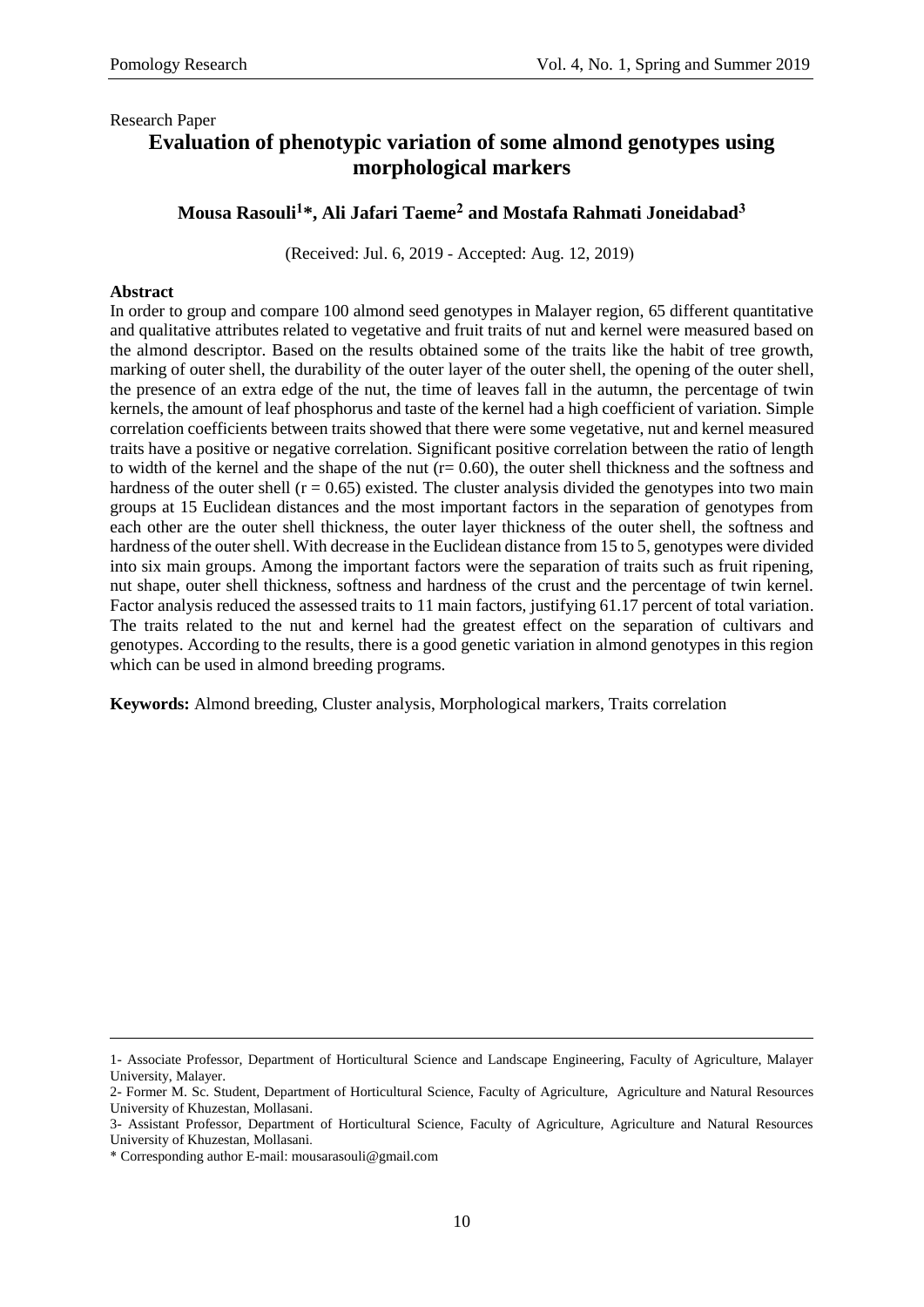Research Paper

# Evaluation of phenotypic variation of some almond genotypes using morphological markers

**Mousa Rasouli[1]*, Ali Jafari Taeme[2] and Mostafa Rahmati Joneidabad[3]**

(Received: Jul. 6, 2019 - Accepted: Aug. 12, 2019)

**Abstract**

In order to group and compare 100 almond seed genotypes in Malayer region, 65 different quantitative and qualitative attributes related to vegetative and fruit traits of nut and kernel were measured based on the almond descriptor. Based on the results obtained some of the traits like the habit of tree growth, marking of outer shell, the durability of the outer layer of the outer shell, the opening of the outer shell, the presence of an extra edge of the nut, the time of leaves fall in the autumn, the percentage of twin kernels, the amount of leaf phosphorus and taste of the kernel had a high coefficient of variation. Simple correlation coefficients between traits showed that there were some vegetative, nut and kernel measured traits have a positive or negative correlation. Significant positive correlation between the ratio of length to width of the kernel and the shape of the nut ($r= 0.60$), the outer shell thickness and the softness and hardness of the outer shell ($r = 0.65$) existed. The cluster analysis divided the genotypes into two main groups at 15 Euclidean distances and the most important factors in the separation of genotypes from each other are the outer shell thickness, the outer layer thickness of the outer shell, the softness and hardness of the outer shell. With decrease in the Euclidean distance from 15 to 5, genotypes were divided into six main groups. Among the important factors were the separation of traits such as fruit ripening, nut shape, outer shell thickness, softness and hardness of the crust and the percentage of twin kernel. Factor analysis reduced the assessed traits to 11 main factors, justifying 61.17 percent of total variation. The traits related to the nut and kernel had the greatest effect on the separation of cultivars and genotypes. According to the results, there is a good genetic variation in almond genotypes in this region which can be used in almond breeding programs.

**Keywords:** Almond breeding, Cluster analysis, Morphological markers, Traits correlation

---

1- Associate Professor, Department of Horticultural Science and Landscape Engineering, Faculty of Agriculture, Malayer University, Malayer.

2- Former M. Sc. Student, Department of Horticultural Science, Faculty of Agriculture, Agriculture and Natural Resources University of Khuzestan, Mollasani.

3- Assistant Professor, Department of Horticultural Science, Faculty of Agriculture, Agriculture and Natural Resources University of Khuzestan, Mollasani.

* Corresponding author E-mail: mousarasouli@gmail.com